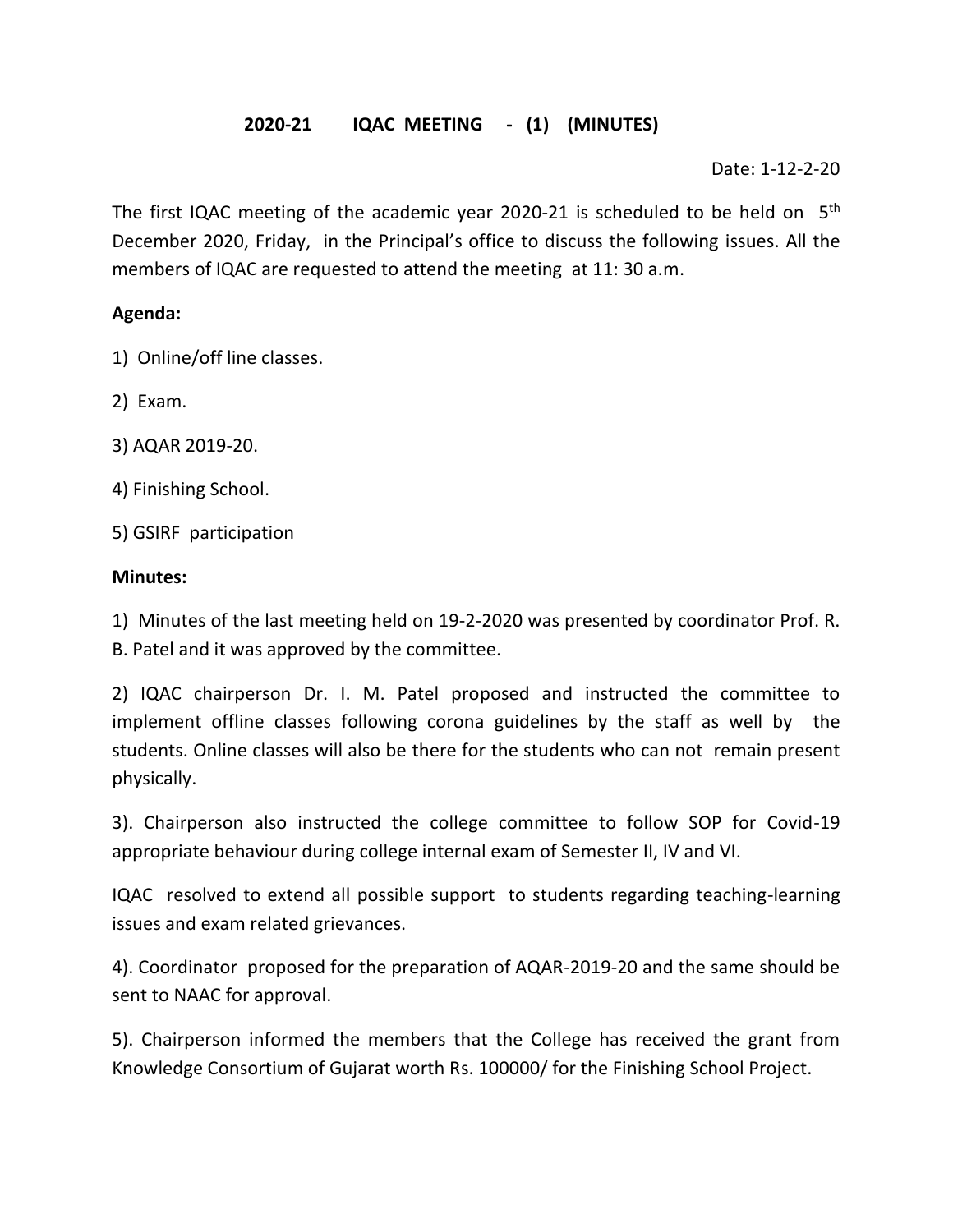# 2020-21 IQAC MEETING - (1) (MINUTES)

Date: 1-12-2-20

The first IQAC meeting of the academic year 2020-21 is scheduled to be held on 5th December 2020, Friday, in the Principal's office to discuss the following issues. All the members of IQAC are requested to attend the meeting at 11: 30 a.m.

**Agenda:**

1) Online/off line classes.

2) Exam.

3) AQAR 2019-20.

4) Finishing School.

5) GSIRF participation

**Minutes:**

1) Minutes of the last meeting held on 19-2-2020 was presented by coordinator Prof. R. B. Patel and it was approved by the committee.

2) IQAC chairperson Dr. I. M. Patel proposed and instructed the committee to implement offline classes following corona guidelines by the staff as well by the students. Online classes will also be there for the students who can not remain present physically.

3). Chairperson also instructed the college committee to follow SOP for Covid-19 appropriate behaviour during college internal exam of Semester II, IV and VI.

IQAC resolved to extend all possible support to students regarding teaching-learning issues and exam related grievances.

4). Coordinator proposed for the preparation of AQAR-2019-20 and the same should be sent to NAAC for approval.

5). Chairperson informed the members that the College has received the grant from Knowledge Consortium of Gujarat worth Rs. 100000/ for the Finishing School Project.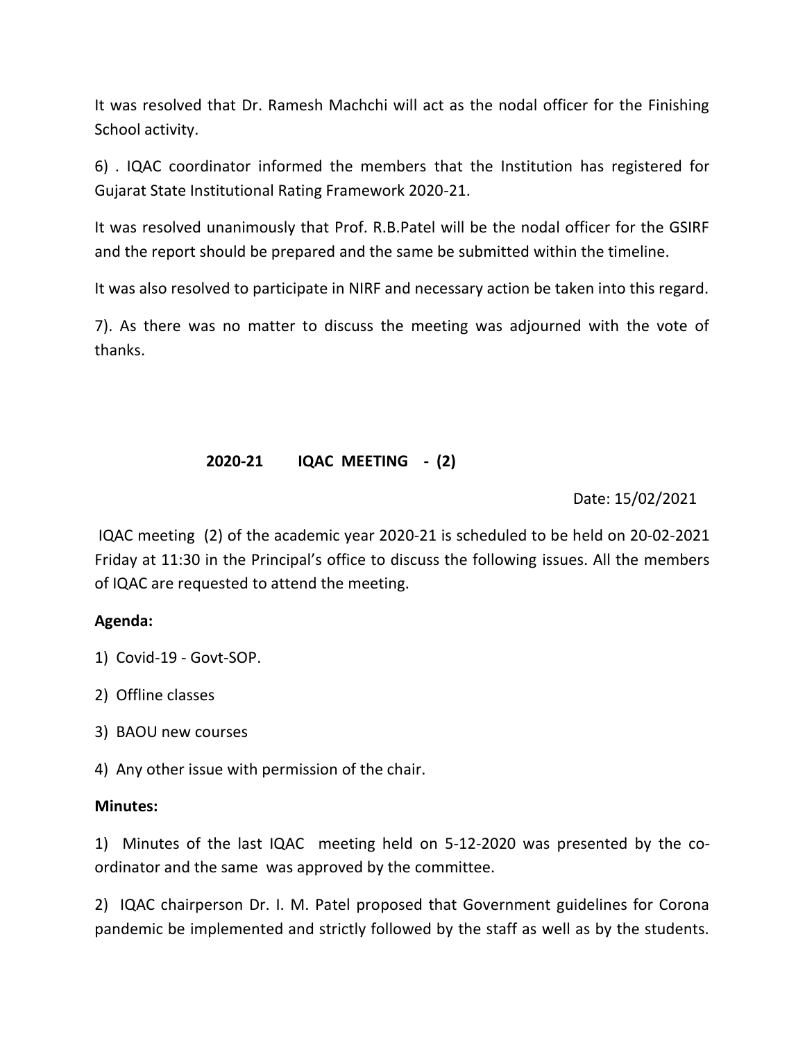It was resolved that Dr. Ramesh Machchi will act as the nodal officer for the Finishing School activity.

6) . IQAC coordinator informed the members that the Institution has registered for Gujarat State Institutional Rating Framework 2020-21.

It was resolved unanimously that Prof. R.B.Patel will be the nodal officer for the GSIRF and the report should be prepared and the same be submitted within the timeline.

It was also resolved to participate in NIRF and necessary action be taken into this regard.

7). As there was no matter to discuss the meeting was adjourned with the vote of thanks.

## 2020-21 IQAC MEETING - (2)

Date: 15/02/2021

IQAC meeting (2) of the academic year 2020-21 is scheduled to be held on 20-02-2021 Friday at 11:30 in the Principal's office to discuss the following issues. All the members of IQAC are requested to attend the meeting.

**Agenda:**

1) Covid-19 - Govt-SOP.
2) Offline classes
3) BAOU new courses
4) Any other issue with permission of the chair.

**Minutes:**

1) Minutes of the last IQAC meeting held on 5-12-2020 was presented by the co-ordinator and the same was approved by the committee.

2) IQAC chairperson Dr. I. M. Patel proposed that Government guidelines for Corona pandemic be implemented and strictly followed by the staff as well as by the students.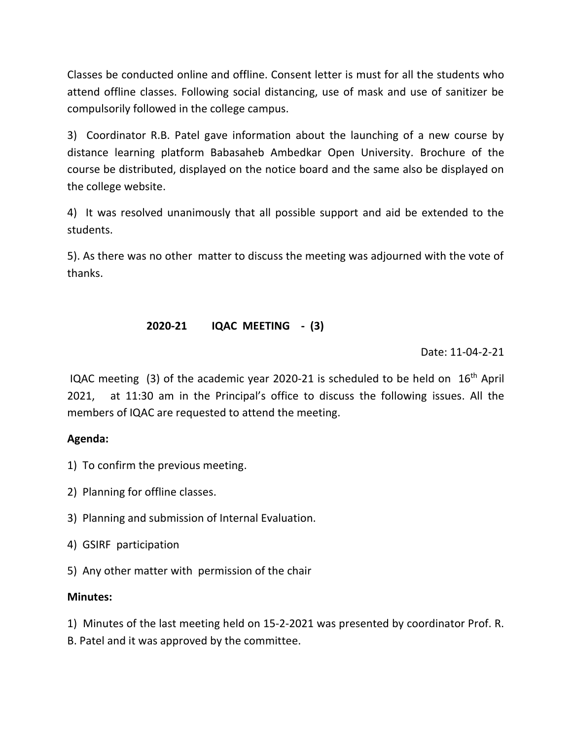Classes be conducted online and offline. Consent letter is must for all the students who attend offline classes. Following social distancing, use of mask and use of sanitizer be compulsorily followed in the college campus.

3) Coordinator R.B. Patel gave information about the launching of a new course by distance learning platform Babasaheb Ambedkar Open University. Brochure of the course be distributed, displayed on the notice board and the same also be displayed on the college website.

4) It was resolved unanimously that all possible support and aid be extended to the students.

5). As there was no other matter to discuss the meeting was adjourned with the vote of thanks.

## 2020-21 IQAC MEETING - (3)

Date: 11-04-2-21

IQAC meeting (3) of the academic year 2020-21 is scheduled to be held on 16th April 2021, at 11:30 am in the Principal's office to discuss the following issues. All the members of IQAC are requested to attend the meeting.

**Agenda:**

1) To confirm the previous meeting.

2) Planning for offline classes.

3) Planning and submission of Internal Evaluation.

4) GSIRF participation

5) Any other matter with permission of the chair

**Minutes:**

1) Minutes of the last meeting held on 15-2-2021 was presented by coordinator Prof. R. B. Patel and it was approved by the committee.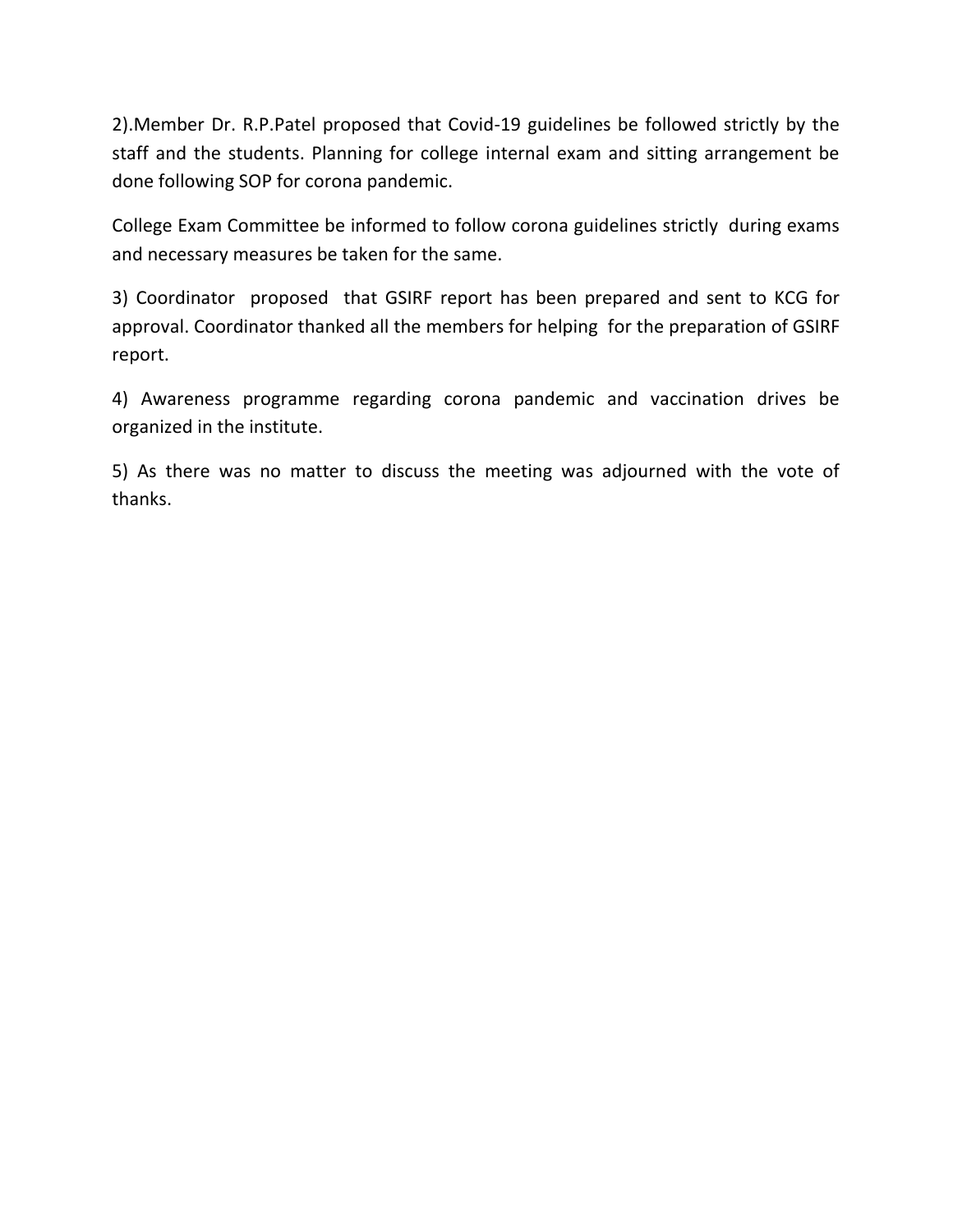2).Member Dr. R.P.Patel proposed that Covid-19 guidelines be followed strictly by the staff and the students. Planning for college internal exam and sitting arrangement be done following SOP for corona pandemic.

College Exam Committee be informed to follow corona guidelines strictly during exams and necessary measures be taken for the same.

3) Coordinator proposed that GSIRF report has been prepared and sent to KCG for approval. Coordinator thanked all the members for helping for the preparation of GSIRF report.

4) Awareness programme regarding corona pandemic and vaccination drives be organized in the institute.

5) As there was no matter to discuss the meeting was adjourned with the vote of thanks.